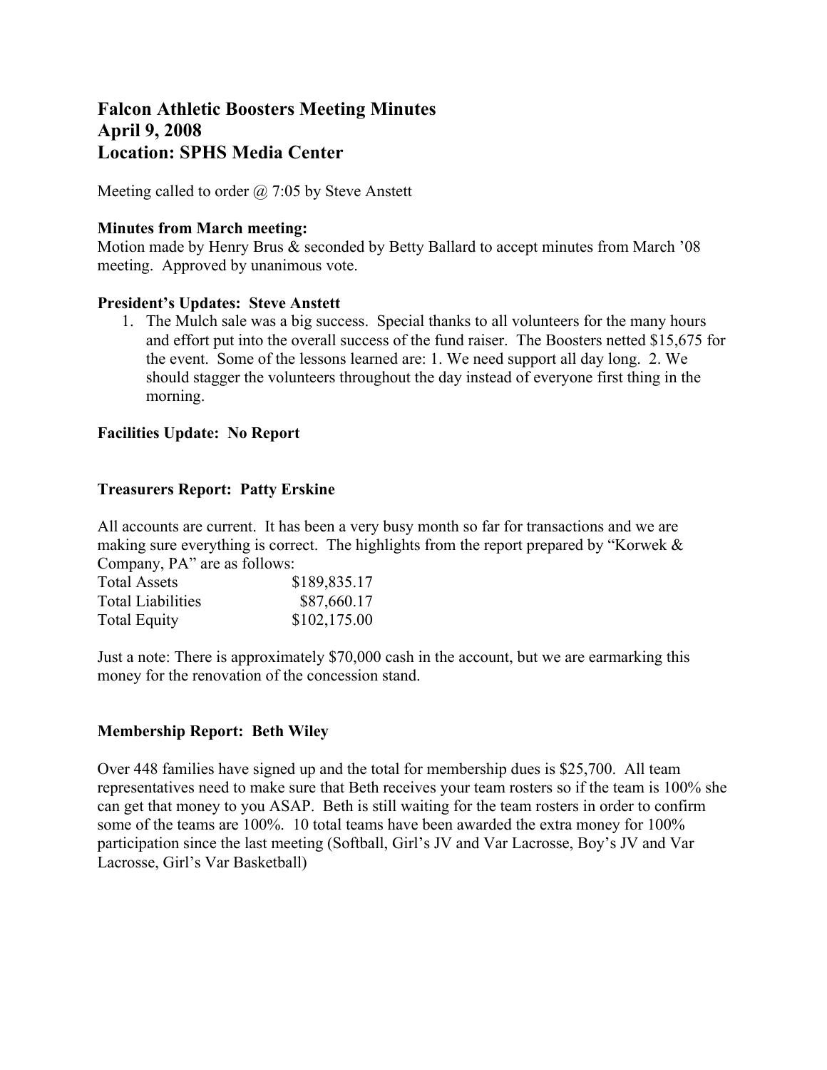# Falcon Athletic Boosters Meeting Minutes
# April 9, 2008
# Location: SPHS Media Center

Meeting called to order @ 7:05 by Steve Anstett

**Minutes from March meeting:**
Motion made by Henry Brus & seconded by Betty Ballard to accept minutes from March '08 meeting. Approved by unanimous vote.

**President's Updates: Steve Anstett**

1. The Mulch sale was a big success. Special thanks to all volunteers for the many hours and effort put into the overall success of the fund raiser. The Boosters netted $15,675 for the event. Some of the lessons learned are: 1. We need support all day long. 2. We should stagger the volunteers throughout the day instead of everyone first thing in the morning.

**Facilities Update: No Report**

**Treasurers Report: Patty Erskine**

All accounts are current. It has been a very busy month so far for transactions and we are making sure everything is correct. The highlights from the report prepared by "Korwek & Company, PA" are as follows:

| | |
|---|---|
| Total Assets | $189,835.17 |
| Total Liabilities | $87,660.17 |
| Total Equity | $102,175.00 |

Just a note: There is approximately $70,000 cash in the account, but we are earmarking this money for the renovation of the concession stand.

**Membership Report: Beth Wiley**

Over 448 families have signed up and the total for membership dues is $25,700. All team representatives need to make sure that Beth receives your team rosters so if the team is 100% she can get that money to you ASAP. Beth is still waiting for the team rosters in order to confirm some of the teams are 100%. 10 total teams have been awarded the extra money for 100% participation since the last meeting (Softball, Girl's JV and Var Lacrosse, Boy's JV and Var Lacrosse, Girl's Var Basketball)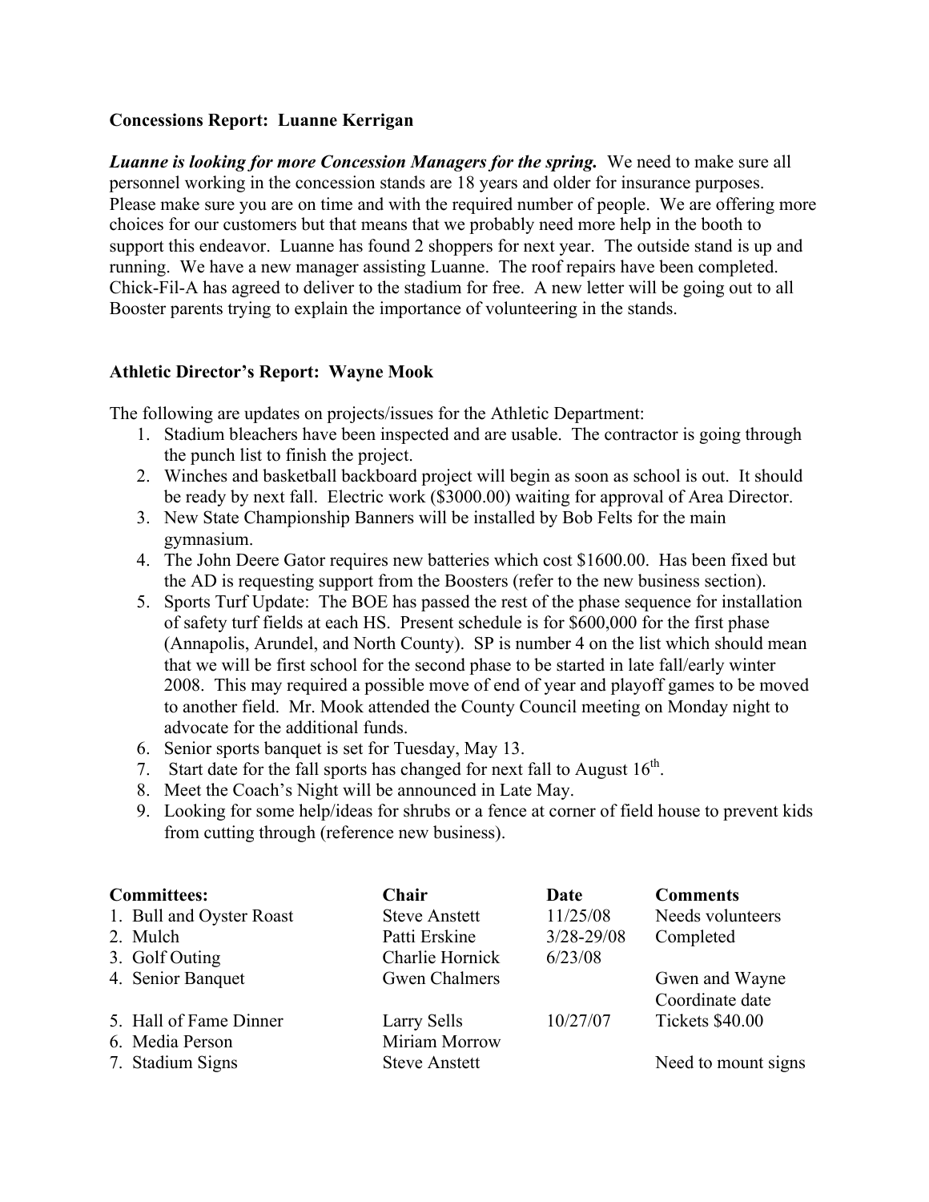**Concessions Report: Luanne Kerrigan**

***Luanne is looking for more Concession Managers for the spring.*** We need to make sure all personnel working in the concession stands are 18 years and older for insurance purposes. Please make sure you are on time and with the required number of people. We are offering more choices for our customers but that means that we probably need more help in the booth to support this endeavor. Luanne has found 2 shoppers for next year. The outside stand is up and running. We have a new manager assisting Luanne. The roof repairs have been completed. Chick-Fil-A has agreed to deliver to the stadium for free. A new letter will be going out to all Booster parents trying to explain the importance of volunteering in the stands.

**Athletic Director's Report: Wayne Mook**

The following are updates on projects/issues for the Athletic Department:

1. Stadium bleachers have been inspected and are usable. The contractor is going through the punch list to finish the project.
2. Winches and basketball backboard project will begin as soon as school is out. It should be ready by next fall. Electric work ($3000.00) waiting for approval of Area Director.
3. New State Championship Banners will be installed by Bob Felts for the main gymnasium.
4. The John Deere Gator requires new batteries which cost $1600.00. Has been fixed but the AD is requesting support from the Boosters (refer to the new business section).
5. Sports Turf Update: The BOE has passed the rest of the phase sequence for installation of safety turf fields at each HS. Present schedule is for $600,000 for the first phase (Annapolis, Arundel, and North County). SP is number 4 on the list which should mean that we will be first school for the second phase to be started in late fall/early winter 2008. This may required a possible move of end of year and playoff games to be moved to another field. Mr. Mook attended the County Council meeting on Monday night to advocate for the additional funds.
6. Senior sports banquet is set for Tuesday, May 13.
7. Start date for the fall sports has changed for next fall to August 16th.
8. Meet the Coach's Night will be announced in Late May.
9. Looking for some help/ideas for shrubs or a fence at corner of field house to prevent kids from cutting through (reference new business).

| Committees: | Chair | Date | Comments |
|---|---|---|---|
| 1. Bull and Oyster Roast | Steve Anstett | 11/25/08 | Needs volunteers |
| 2. Mulch | Patti Erskine | 3/28-29/08 | Completed |
| 3. Golf Outing | Charlie Hornick | 6/23/08 | |
| 4. Senior Banquet | Gwen Chalmers | | Gwen and Wayne Coordinate date |
| 5. Hall of Fame Dinner | Larry Sells | 10/27/07 | Tickets $40.00 |
| 6. Media Person | Miriam Morrow | | |
| 7. Stadium Signs | Steve Anstett | | Need to mount signs |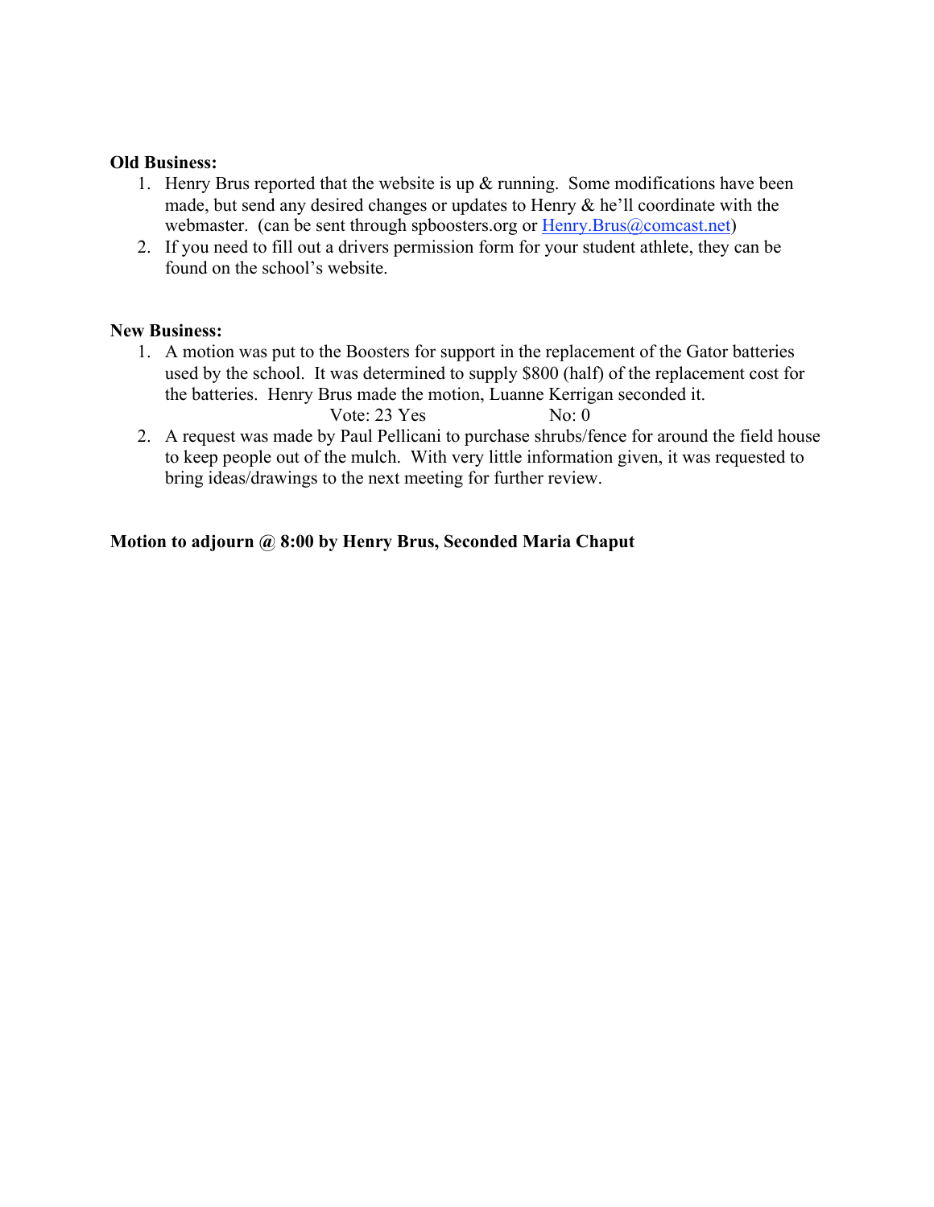**Old Business:**

1. Henry Brus reported that the website is up & running. Some modifications have been made, but send any desired changes or updates to Henry & he'll coordinate with the webmaster. (can be sent through spboosters.org or Henry.Brus@comcast.net)
2. If you need to fill out a drivers permission form for your student athlete, they can be found on the school's website.

**New Business:**

1. A motion was put to the Boosters for support in the replacement of the Gator batteries used by the school. It was determined to supply $800 (half) of the replacement cost for the batteries. Henry Brus made the motion, Luanne Kerrigan seconded it.
   Vote: 23 Yes No: 0
2. A request was made by Paul Pellicani to purchase shrubs/fence for around the field house to keep people out of the mulch. With very little information given, it was requested to bring ideas/drawings to the next meeting for further review.

**Motion to adjourn @ 8:00 by Henry Brus, Seconded Maria Chaput**